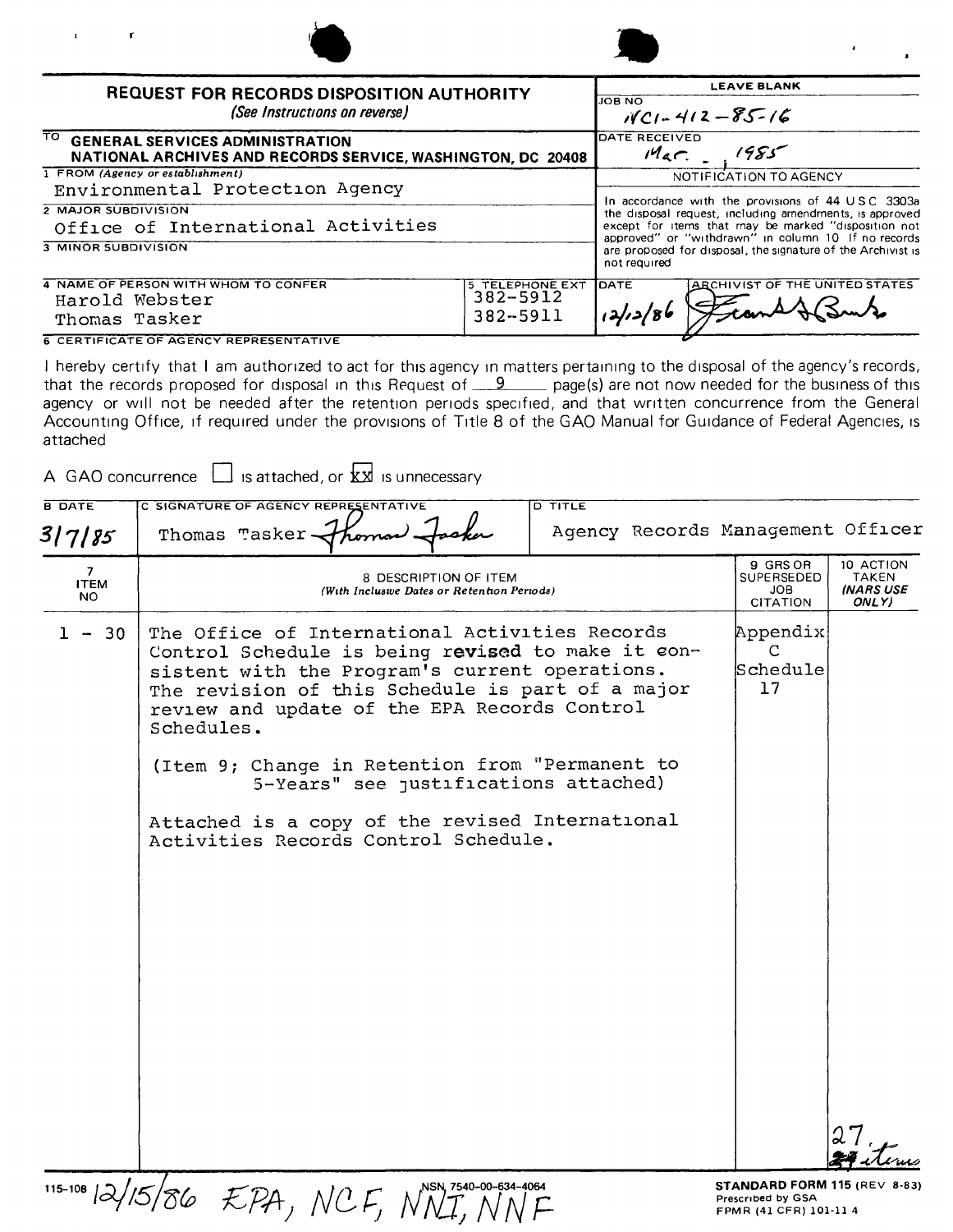## REQUEST FOR RECORDS DISPOSITION AUTHORITY

*(See Instructions on reverse)*

| LEAVE BLANK | |
|---|---|
| JOB NO | NC1-412-85-16 |
| DATE RECEIVED | Mar. , 1985 |

TO **GENERAL SERVICES ADMINISTRATION**
**NATIONAL ARCHIVES AND RECORDS SERVICE, WASHINGTON, DC 20408**

1 FROM *(Agency or establishment)*
Environmental Protection Agency

2 MAJOR SUBDIVISION
Office of International Activities

3 MINOR SUBDIVISION

4 NAME OF PERSON WITH WHOM TO CONFER
Harold Webster
Thomas Tasker

5 TELEPHONE EXT
382-5912
382-5911

NOTIFICATION TO AGENCY

In accordance with the provisions of 44 USC 3303a the disposal request, including amendments, is approved except for items that may be marked "disposition not approved" or "withdrawn" in column 10 If no records are proposed for disposal, the signature of the Archivist is not required

DATE: 12/12/86
ARCHIVIST OF THE UNITED STATES: Frank G Burke

6 CERTIFICATE OF AGENCY REPRESENTATIVE

I hereby certify that I am authorized to act for this agency in matters pertaining to the disposal of the agency's records, that the records proposed for disposal in this Request of 9 page(s) are not now needed for the business of this agency or will not be needed after the retention periods specified, and that written concurrence from the General Accounting Office, if required under the provisions of Title 8 of the GAO Manual for Guidance of Federal Agencies, is attached

A GAO concurrence ☐ is attached, or ☒ is unnecessary

| B DATE | C SIGNATURE OF AGENCY REPRESENTATIVE | D TITLE |
|---|---|---|
| 3/7/85 | Thomas Tasker | Agency Records Management Officer |

| 7 ITEM NO | 8 DESCRIPTION OF ITEM *(With Inclusive Dates or Retention Periods)* | 9 GRS OR SUPERSEDED JOB CITATION | 10 ACTION TAKEN *(NARS USE ONLY)* |
|---|---|---|---|
| 1 - 30 | The Office of International Activities Records Control Schedule is being revised to make it consistent with the Program's current operations. The revision of this Schedule is part of a major review and update of the EPA Records Control Schedules.<br><br>(Item 9; Change in Retention from "Permanent to 5-Years" see justifications attached)<br><br>Attached is a copy of the revised International Activities Records Control Schedule. | Appendix C Schedule 17 | 27 items |

115-108 12/15/86 EPA, NCF, NNI, NNF

NSN 7540-00-634-4064

**STANDARD FORM 115** (REV 8-83)
Prescribed by GSA
FPMR (41 CFR) 101-11 4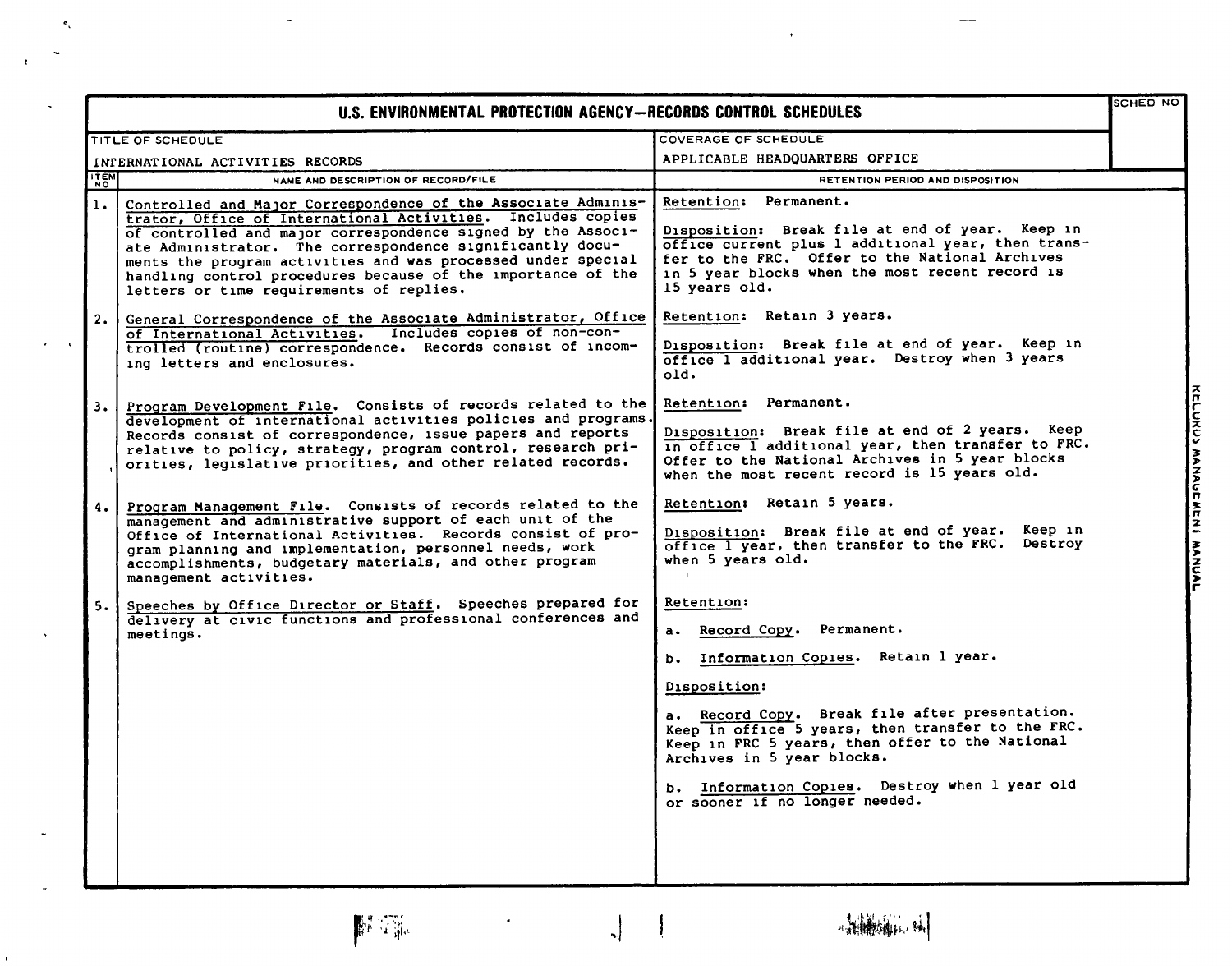# U.S. ENVIRONMENTAL PROTECTION AGENCY—RECORDS CONTROL SCHEDULES

| TITLE OF SCHEDULE | COVERAGE OF SCHEDULE | SCHED NO |
|---|---|---|
| INTERNATIONAL ACTIVITIES RECORDS | APPLICABLE HEADQUARTERS OFFICE | |

| ITEM NO | NAME AND DESCRIPTION OF RECORD/FILE | RETENTION PERIOD AND DISPOSITION |
|---|---|---|
| 1. | Controlled and Major Correspondence of the Associate Administrator, Office of International Activities. Includes copies of controlled and major correspondence signed by the Associate Administrator. The correspondence significantly documents the program activities and was processed under special handling control procedures because of the importance of the letters or time requirements of replies. | Retention: Permanent.<br><br>Disposition: Break file at end of year. Keep in office current plus 1 additional year, then transfer to the FRC. Offer to the National Archives in 5 year blocks when the most recent record is 15 years old. |
| 2. | General Correspondence of the Associate Administrator, Office of International Activities. Includes copies of non-controlled (routine) correspondence. Records consist of incoming letters and enclosures. | Retention: Retain 3 years.<br><br>Disposition: Break file at end of year. Keep in office 1 additional year. Destroy when 3 years old. |
| 3. | Program Development File. Consists of records related to the development of international activities policies and programs. Records consist of correspondence, issue papers and reports relative to policy, strategy, program control, research priorities, legislative priorities, and other related records. | Retention: Permanent.<br><br>Disposition: Break file at end of 2 years. Keep in office 1 additional year, then transfer to FRC. Offer to the National Archives in 5 year blocks when the most recent record is 15 years old. |
| 4. | Program Management File. Consists of records related to the management and administrative support of each unit of the Office of International Activities. Records consist of program planning and implementation, personnel needs, work accomplishments, budgetary materials, and other program management activities. | Retention: Retain 5 years.<br><br>Disposition: Break file at end of year. Keep in office 1 year, then transfer to the FRC. Destroy when 5 years old. |
| 5. | Speeches by Office Director or Staff. Speeches prepared for delivery at civic functions and professional conferences and meetings. | Retention:<br><br>a. Record Copy. Permanent.<br><br>b. Information Copies. Retain 1 year.<br><br>Disposition:<br><br>a. Record Copy. Break file after presentation. Keep in office 5 years, then transfer to the FRC. Keep in FRC 5 years, then offer to the National Archives in 5 year blocks.<br><br>b. Information Copies. Destroy when 1 year old or sooner if no longer needed. |

RECORDS MANAGEMENT MANUAL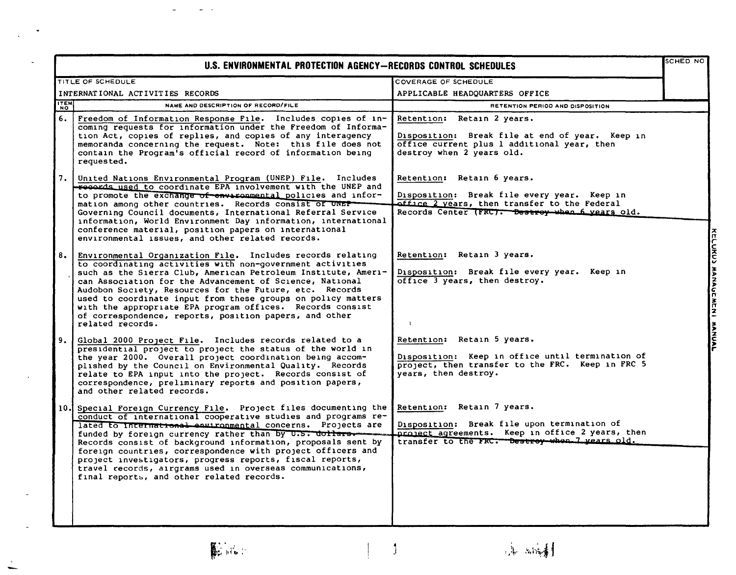# U.S. ENVIRONMENTAL PROTECTION AGENCY—RECORDS CONTROL SCHEDULES

| TITLE OF SCHEDULE | COVERAGE OF SCHEDULE | SCHED NO |
|---|---|---|
| INTERNATIONAL ACTIVITIES RECORDS | APPLICABLE HEADQUARTERS OFFICE | |

| ITEM NO | NAME AND DESCRIPTION OF RECORD/FILE | RETENTION PERIOD AND DISPOSITION |
|---|---|---|
| 6. | Freedom of Information Response File. Includes copies of incoming requests for information under the Freedom of Information Act, copies of replies, and copies of any interagency memoranda concerning the request. Note: this file does not contain the Program's official record of information being requested. | Retention: Retain 2 years.<br><br>Disposition: Break file at end of year. Keep in office current plus 1 additional year, then destroy when 2 years old. |
| 7. | United Nations Environmental Program (UNEP) File. Includes records used to coordinate EPA involvement with the UNEP and to promote the exchange of environmental policies and information among other countries. Records consist of UNEP Governing Council documents, International Referral Service information, World Environment Day information, international conference material, position papers on international environmental issues, and other related records. | Retention: Retain 6 years.<br><br>Disposition: Break file every year. Keep in office 2 years, then transfer to the Federal Records Center (FRC). Destroy when 6 years old. |
| 8. | Environmental Organization File. Includes records relating to coordinating activities with non-government activities such as the Sierra Club, American Petroleum Institute, American Association for the Advancement of Science, National Audobon Society, Resources for the Future, etc. Records used to coordinate input from these groups on policy matters with the appropriate EPA program offices. Records consist of correspondence, reports, position papers, and other related records. | Retention: Retain 3 years.<br><br>Disposition: Break file every year. Keep in office 3 years, then destroy. |
| 9. | Global 2000 Project File. Includes records related to a presidential project to project the status of the world in the year 2000. Overall project coordination being accomplished by the Council on Environmental Quality. Records relate to EPA input into the project. Records consist of correspondence, preliminary reports and position papers, and other related records. | Retention: Retain 5 years.<br><br>Disposition: Keep in office until termination of project, then transfer to the FRC. Keep in FRC 5 years, then destroy. |
| 10. | Special Foreign Currency File. Project files documenting the conduct of international cooperative studies and programs related to international environmental concerns. Projects are funded by foreign currency rather than by U.S. dollars. Records consist of background information, proposals sent by foreign countries, correspondence with project officers and project investigators, progress reports, fiscal reports, travel records, airgrams used in overseas communications, final reports, and other related records. | Retention: Retain 7 years.<br><br>Disposition: Break file upon termination of project agreements. Keep in office 2 years, then transfer to the FRC. Destroy when 7 years old. |

RECORDS MANAGEMENT MANUAL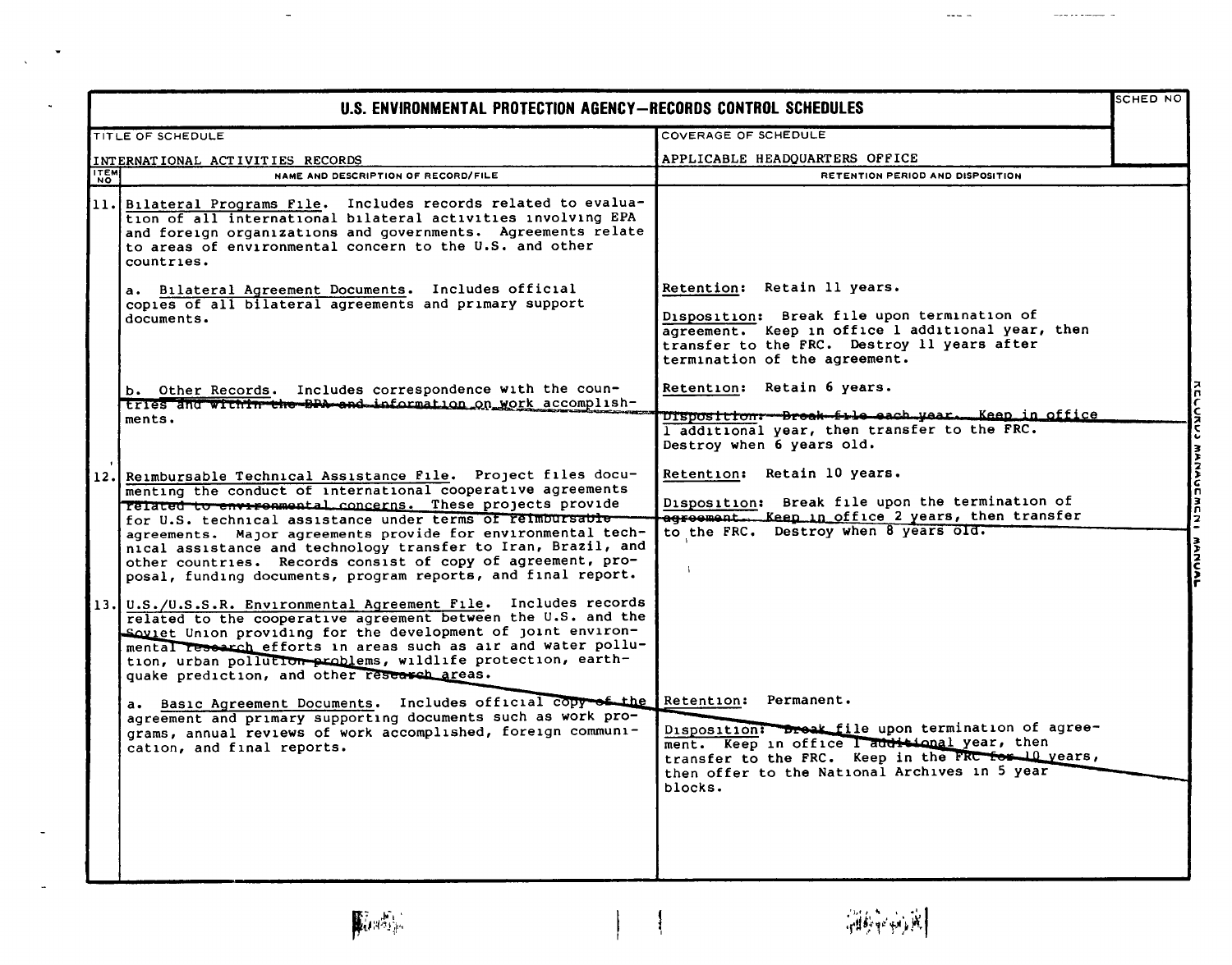# U.S. ENVIRONMENTAL PROTECTION AGENCY—RECORDS CONTROL SCHEDULES

| TITLE OF SCHEDULE | COVERAGE OF SCHEDULE | SCHED NO |
|---|---|---|
| INTERNATIONAL ACTIVITIES RECORDS | APPLICABLE HEADQUARTERS OFFICE | |

| ITEM NO | NAME AND DESCRIPTION OF RECORD/FILE | RETENTION PERIOD AND DISPOSITION |
|---|---|---|
| 11. | Bilateral Programs File. Includes records related to evaluation of all international bilateral activities involving EPA and foreign organizations and governments. Agreements relate to areas of environmental concern to the U.S. and other countries. | |
| | a. Bilateral Agreement Documents. Includes official copies of all bilateral agreements and primary support documents. | Retention: Retain 11 years.<br><br>Disposition: Break file upon termination of agreement. Keep in office 1 additional year, then transfer to the FRC. Destroy 11 years after termination of the agreement. |
| | b. Other Records. Includes correspondence with the countries and within the EPA and information on work accomplishments. | Retention: Retain 6 years.<br><br>Disposition: Break file each year. Keep in office 1 additional year, then transfer to the FRC. Destroy when 6 years old. |
| 12. | Reimbursable Technical Assistance File. Project files documenting the conduct of international cooperative agreements related to environmental concerns. These projects provide for U.S. technical assistance under terms of reimbursable agreements. Major agreements provide for environmental technical assistance and technology transfer to Iran, Brazil, and other countries. Records consist of copy of agreement, proposal, funding documents, program reports, and final report. | Retention: Retain 10 years.<br><br>Disposition: Break file upon the termination of agreement. Keep in office 2 years, then transfer to the FRC. Destroy when 8 years old. |
| 13. | U.S./U.S.S.R. Environmental Agreement File. Includes records related to the cooperative agreement between the U.S. and the Soviet Union providing for the development of joint environmental research efforts in areas such as air and water pollution, urban pollution problems, wildlife protection, earthquake prediction, and other research areas. | |
| | a. Basic Agreement Documents. Includes official copy of the agreement and primary supporting documents such as work programs, annual reviews of work accomplished, foreign communication, and final reports. | Retention: Permanent.<br><br>Disposition: Break file upon termination of agreement. Keep in office 1 additional year, then transfer to the FRC. Keep in the FRC for 10 years, then offer to the National Archives in 5 year blocks. |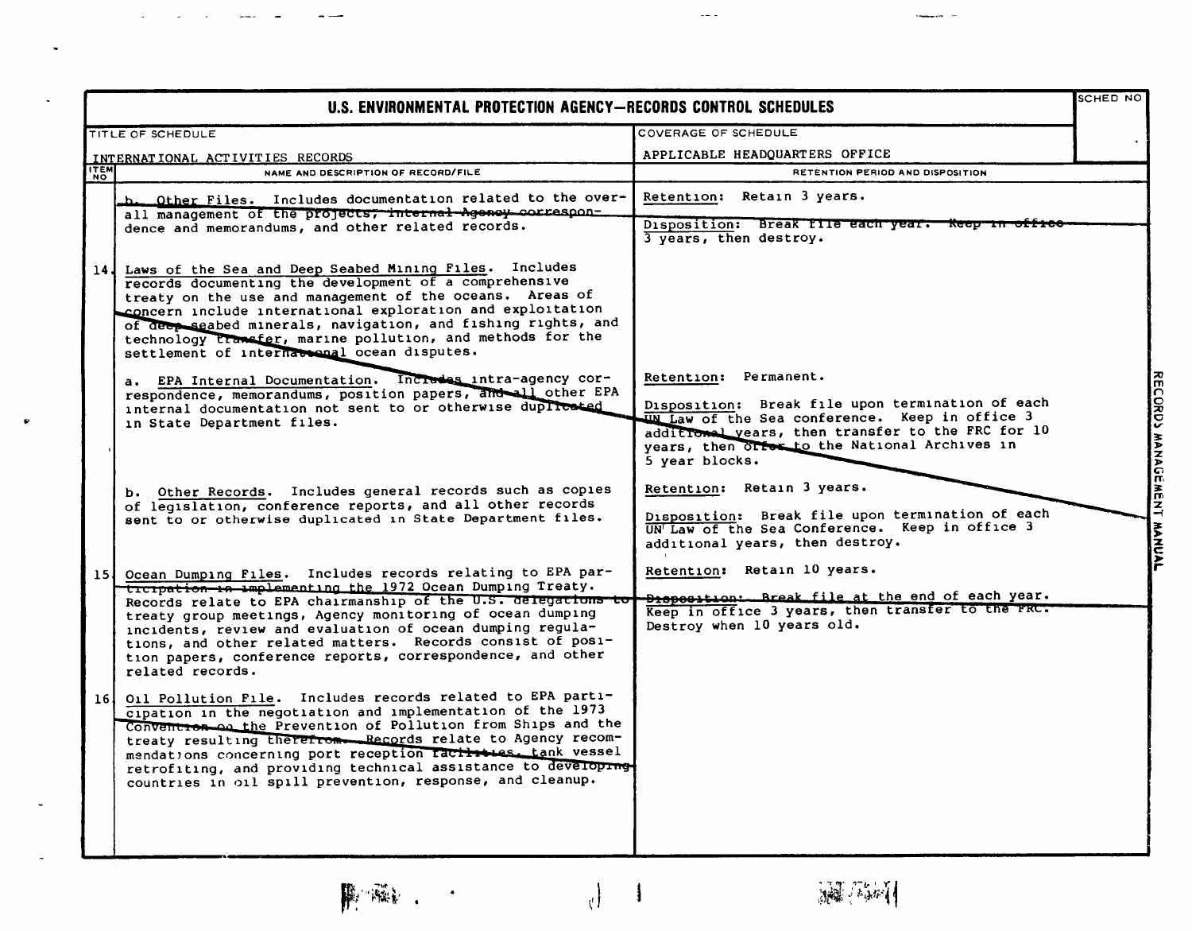# U.S. ENVIRONMENTAL PROTECTION AGENCY—RECORDS CONTROL SCHEDULES

| TITLE OF SCHEDULE | COVERAGE OF SCHEDULE | SCHED NO |
|---|---|---|
| INTERNATIONAL ACTIVITIES RECORDS | APPLICABLE HEADQUARTERS OFFICE | |

| ITEM NO | NAME AND DESCRIPTION OF RECORD/FILE | RETENTION PERIOD AND DISPOSITION |
|---|---|---|
| | b. Other Files. Includes documentation related to the overall management of the projects, internal Agency correspondence and memorandums, and other related records. | Retention: Retain 3 years.<br><br>Disposition: Break file each year. Keep in office 3 years, then destroy. |
| 14 | Laws of the Sea and Deep Seabed Mining Files. Includes records documenting the development of a comprehensive treaty on the use and management of the oceans. Areas of concern include international exploration and exploitation of deep seabed minerals, navigation, and fishing rights, and technology transfer, marine pollution, and methods for the settlement of international ocean disputes. | |
| | a. EPA Internal Documentation. Includes intra-agency correspondence, memorandums, position papers, and all other EPA internal documentation not sent to or otherwise duplicated in State Department files. | Retention: Permanent.<br><br>Disposition: Break file upon termination of each UN Law of the Sea conference. Keep in office 3 additional years, then transfer to the FRC for 10 years, then offer to the National Archives in 5 year blocks. |
| | b. Other Records. Includes general records such as copies of legislation, conference reports, and all other records sent to or otherwise duplicated in State Department files. | Retention: Retain 3 years.<br><br>Disposition: Break file upon termination of each UN Law of the Sea Conference. Keep in office 3 additional years, then destroy. |
| 15 | Ocean Dumping Files. Includes records relating to EPA participation in implementing the 1972 Ocean Dumping Treaty. Records relate to EPA chairmanship of the U.S. delegations to treaty group meetings, Agency monitoring of ocean dumping incidents, review and evaluation of ocean dumping regulations, and other related matters. Records consist of position papers, conference reports, correspondence, and other related records. | Retention: Retain 10 years.<br><br>Disposition: Break file at the end of each year. Keep in office 3 years, then transfer to the FRC. Destroy when 10 years old. |
| 16 | Oil Pollution File. Includes records related to EPA participation in the negotiation and implementation of the 1973 Convention on the Prevention of Pollution from Ships and the treaty resulting therefrom. Records relate to Agency recommendations concerning port reception facilities, tank vessel retrofiting, and providing technical assistance to developing countries in oil spill prevention, response, and cleanup. | |

RECORDS MANAGEMENT MANUAL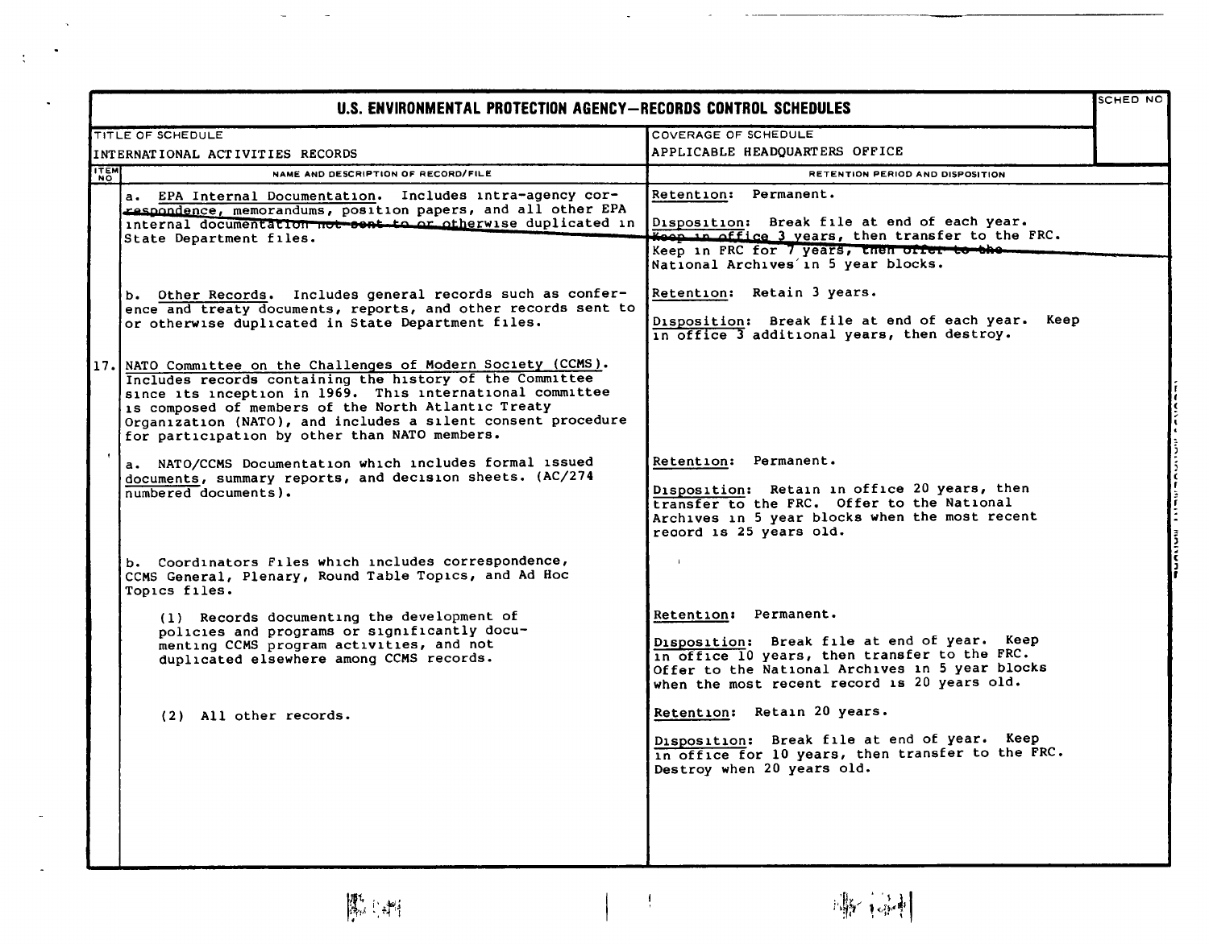# U.S. ENVIRONMENTAL PROTECTION AGENCY—RECORDS CONTROL SCHEDULES

| TITLE OF SCHEDULE | COVERAGE OF SCHEDULE | SCHED NO |
| --- | --- | --- |
| INTERNATIONAL ACTIVITIES RECORDS | APPLICABLE HEADQUARTERS OFFICE | |

| ITEM NO | NAME AND DESCRIPTION OF RECORD/FILE | RETENTION PERIOD AND DISPOSITION |
| --- | --- | --- |
| | a. EPA Internal Documentation. Includes intra-agency correspondence, memorandums, position papers, and all other EPA internal documentation not sent to or otherwise duplicated in State Department files. | Retention: Permanent.<br><br>Disposition: Break file at end of each year. Keep in office 3 years, then transfer to the FRC. Keep in FRC for 7 years, then offer to the National Archives in 5 year blocks. |
| | b. Other Records. Includes general records such as conference and treaty documents, reports, and other records sent to or otherwise duplicated in State Department files. | Retention: Retain 3 years.<br><br>Disposition: Break file at end of each year. Keep in office 3 additional years, then destroy. |
| 17. | NATO Committee on the Challenges of Modern Society (CCMS). Includes records containing the history of the Committee since its inception in 1969. This international committee is composed of members of the North Atlantic Treaty Organization (NATO), and includes a silent consent procedure for participation by other than NATO members. | |
| | a. NATO/CCMS Documentation which includes formal issued documents, summary reports, and decision sheets. (AC/274 numbered documents). | Retention: Permanent.<br><br>Disposition: Retain in office 20 years, then transfer to the FRC. Offer to the National Archives in 5 year blocks when the most recent record is 25 years old. |
| | b. Coordinators Files which includes correspondence, CCMS General, Plenary, Round Table Topics, and Ad Hoc Topics files. | |
| | (1) Records documenting the development of policies and programs or significantly documenting CCMS program activities, and not duplicated elsewhere among CCMS records. | Retention: Permanent.<br><br>Disposition: Break file at end of year. Keep in office 10 years, then transfer to the FRC. Offer to the National Archives in 5 year blocks when the most recent record is 20 years old. |
| | (2) All other records. | Retention: Retain 20 years.<br><br>Disposition: Break file at end of year. Keep in office for 10 years, then transfer to the FRC. Destroy when 20 years old. |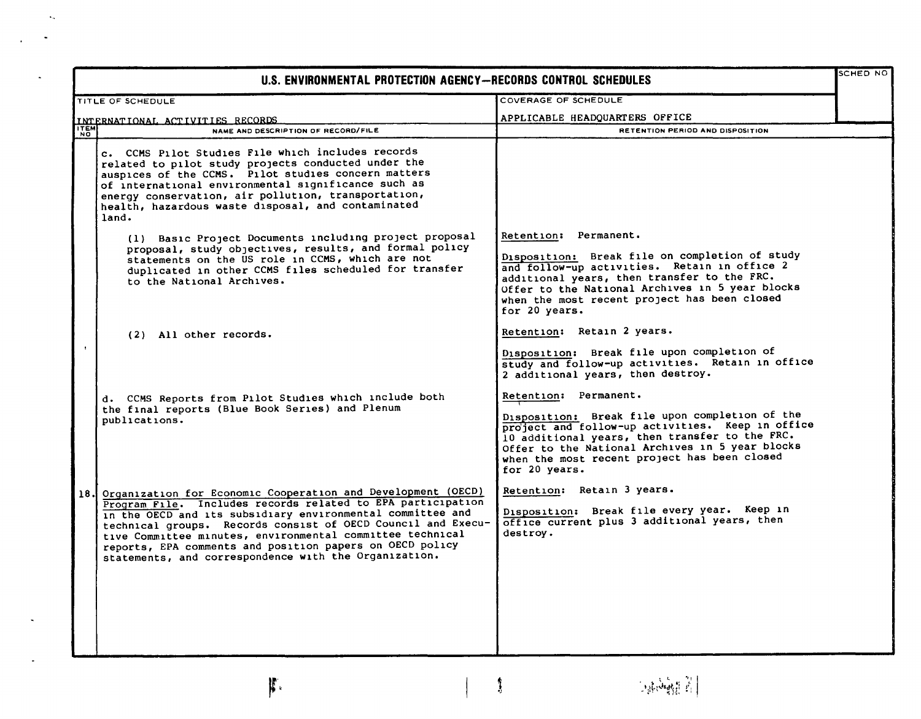# U.S. ENVIRONMENTAL PROTECTION AGENCY—RECORDS CONTROL SCHEDULES

| TITLE OF SCHEDULE | COVERAGE OF SCHEDULE | SCHED NO |
|---|---|---|
| INTERNATIONAL ACTIVITIES RECORDS | APPLICABLE HEADQUARTERS OFFICE | |

| ITEM NO | NAME AND DESCRIPTION OF RECORD/FILE | RETENTION PERIOD AND DISPOSITION |
|---|---|---|
| | c. CCMS Pilot Studies File which includes records related to pilot study projects conducted under the auspices of the CCMS. Pilot studies concern matters of international environmental significance such as energy conservation, air pollution, transportation, health, hazardous waste disposal, and contaminated land. | |
| | (1) Basic Project Documents including project proposal proposal, study objectives, results, and formal policy statements on the US role in CCMS, which are not duplicated in other CCMS files scheduled for transfer to the National Archives. | Retention: Permanent.<br><br>Disposition: Break file on completion of study and follow-up activities. Retain in office 2 additional years, then transfer to the FRC. Offer to the National Archives in 5 year blocks when the most recent project has been closed for 20 years. |
| | (2) All other records. | Retention: Retain 2 years.<br><br>Disposition: Break file upon completion of study and follow-up activities. Retain in office 2 additional years, then destroy. |
| | d. CCMS Reports from Pilot Studies which include both the final reports (Blue Book Series) and Plenum publications. | Retention: Permanent.<br><br>Disposition: Break file upon completion of the project and follow-up activities. Keep in office 10 additional years, then transfer to the FRC. Offer to the National Archives in 5 year blocks when the most recent project has been closed for 20 years. |
| 18. | Organization for Economic Cooperation and Development (OECD) Program File. Includes records related to EPA participation in the OECD and its subsidiary environmental committee and technical groups. Records consist of OECD Council and Executive Committee minutes, environmental committee technical reports, EPA comments and position papers on OECD policy statements, and correspondence with the Organization. | Retention: Retain 3 years.<br><br>Disposition: Break file every year. Keep in office current plus 3 additional years, then destroy. |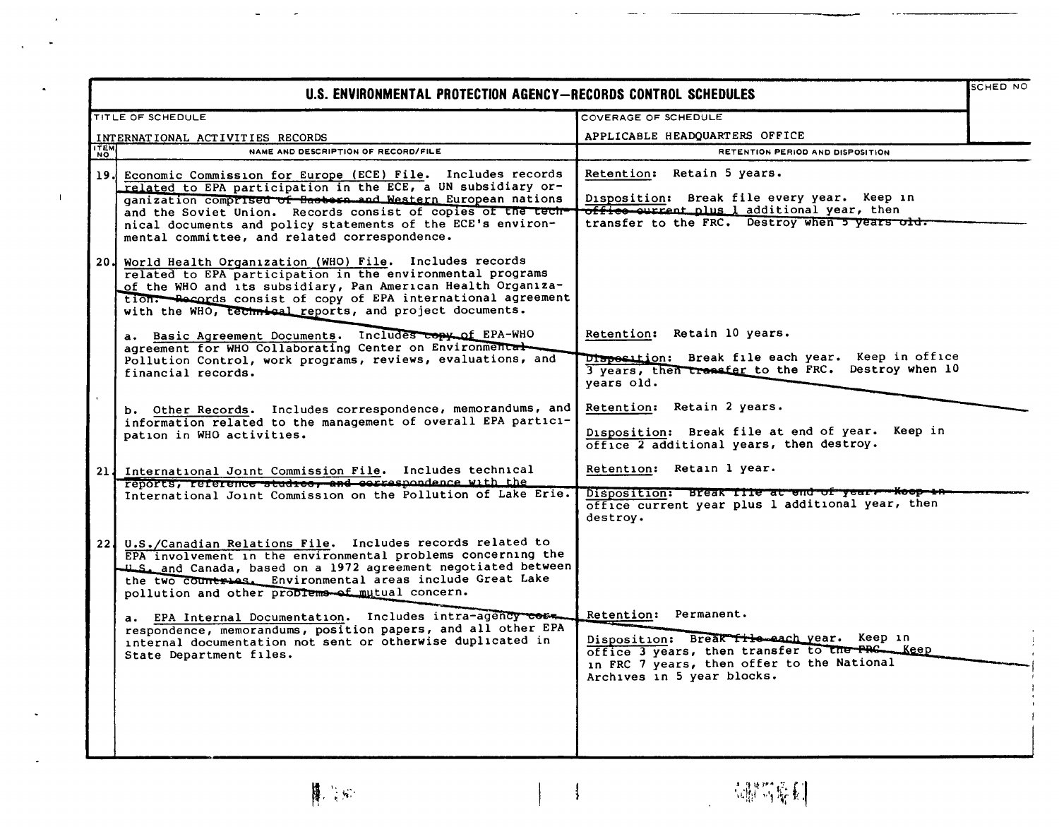# U.S. ENVIRONMENTAL PROTECTION AGENCY—RECORDS CONTROL SCHEDULES

| TITLE OF SCHEDULE | COVERAGE OF SCHEDULE | SCHED NO |
|---|---|---|
| INTERNATIONAL ACTIVITIES RECORDS | APPLICABLE HEADQUARTERS OFFICE | |

| ITEM NO | NAME AND DESCRIPTION OF RECORD/FILE | RETENTION PERIOD AND DISPOSITION |
|---|---|---|
| 19. | Economic Commission for Europe (ECE) File. Includes records related to EPA participation in the ECE, a UN subsidiary organization comprised of Eastern and Western European nations and the Soviet Union. Records consist of copies of the technical documents and policy statements of the ECE's environmental committee, and related correspondence. | Retention: Retain 5 years.<br><br>Disposition: Break file every year. Keep in office current plus 1 additional year, then transfer to the FRC. Destroy when 5 years old. |
| 20. | World Health Organization (WHO) File. Includes records related to EPA participation in the environmental programs of the WHO and its subsidiary, Pan American Health Organization. Records consist of copy of EPA international agreement with the WHO, technical reports, and project documents. | |
| | a. Basic Agreement Documents. Includes copy of EPA-WHO agreement for WHO Collaborating Center on Environmental Pollution Control, work programs, reviews, evaluations, and financial records. | Retention: Retain 10 years.<br><br>Disposition: Break file each year. Keep in office 3 years, then transfer to the FRC. Destroy when 10 years old. |
| | b. Other Records. Includes correspondence, memorandums, and information related to the management of overall EPA participation in WHO activities. | Retention: Retain 2 years.<br><br>Disposition: Break file at end of year. Keep in office 2 additional years, then destroy. |
| 21. | International Joint Commission File. Includes technical reports, reference studies, and correspondence with the International Joint Commission on the Pollution of Lake Erie. | Retention: Retain 1 year.<br><br>Disposition: Break file at end of year. Keep in office current year plus 1 additional year, then destroy. |
| 22. | U.S./Canadian Relations File. Includes records related to EPA involvement in the environmental problems concerning the U.S. and Canada, based on a 1972 agreement negotiated between the two countries. Environmental areas include Great Lake pollution and other problems of mutual concern. | |
| | a. EPA Internal Documentation. Includes intra-agency correspondence, memorandums, position papers, and all other EPA internal documentation not sent or otherwise duplicated in State Department files. | Retention: Permanent.<br><br>Disposition: Break file each year. Keep in office 3 years, then transfer to the FRC. Keep in FRC 7 years, then offer to the National Archives in 5 year blocks. |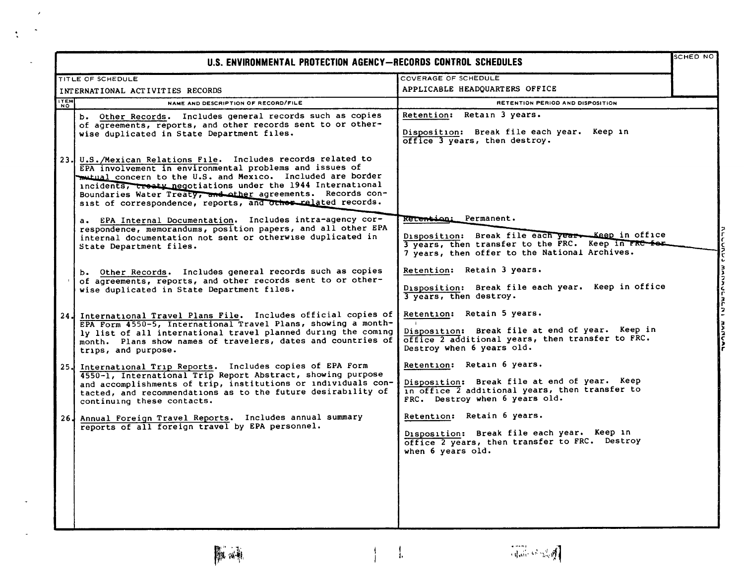# U.S. ENVIRONMENTAL PROTECTION AGENCY—RECORDS CONTROL SCHEDULES

| TITLE OF SCHEDULE | COVERAGE OF SCHEDULE | SCHED NO |
|---|---|---|
| INTERNATIONAL ACTIVITIES RECORDS | APPLICABLE HEADQUARTERS OFFICE | |

| ITEM NO | NAME AND DESCRIPTION OF RECORD/FILE | RETENTION PERIOD AND DISPOSITION |
|---|---|---|
| | b. Other Records. Includes general records such as copies of agreements, reports, and other records sent to or otherwise duplicated in State Department files. | Retention: Retain 3 years.<br><br>Disposition: Break file each year. Keep in office 3 years, then destroy. |
| 23. | U.S./Mexican Relations File. Includes records related to EPA involvement in environmental problems and issues of mutual concern to the U.S. and Mexico. Included are border incidents, treaty negotiations under the 1944 International Boundaries Water Treaty, and other agreements. Records consist of correspondence, reports, and other related records. | |
| | a. EPA Internal Documentation. Includes intra-agency correspondence, memorandums, position papers, and all other EPA internal documentation not sent or otherwise duplicated in State Department files. | Retention: Permanent.<br><br>Disposition: Break file each year. Keep in office 3 years, then transfer to the FRC. Keep in FRC for 7 years, then offer to the National Archives. |
| | b. Other Records. Includes general records such as copies of agreements, reports, and other records sent to or otherwise duplicated in State Department files. | Retention: Retain 3 years.<br><br>Disposition: Break file each year. Keep in office 3 years, then destroy. |
| 24. | International Travel Plans File. Includes official copies of EPA Form 4550-5, International Travel Plans, showing a monthly list of all international travel planned during the coming month. Plans show names of travelers, dates and countries of trips, and purpose. | Retention: Retain 5 years.<br><br>Disposition: Break file at end of year. Keep in office 2 additional years, then transfer to FRC. Destroy when 6 years old. |
| 25. | International Trip Reports. Includes copies of EPA Form 4550-1, International Trip Report Abstract, showing purpose and accomplishments of trip, institutions or individuals contacted, and recommendations as to the future desirability of continuing these contacts. | Retention: Retain 6 years.<br><br>Disposition: Break file at end of year. Keep in office 2 additional years, then transfer to FRC. Destroy when 6 years old. |
| 26. | Annual Foreign Travel Reports. Includes annual summary reports of all foreign travel by EPA personnel. | Retention: Retain 6 years.<br><br>Disposition: Break file each year. Keep in office 2 years, then transfer to FRC. Destroy when 6 years old. |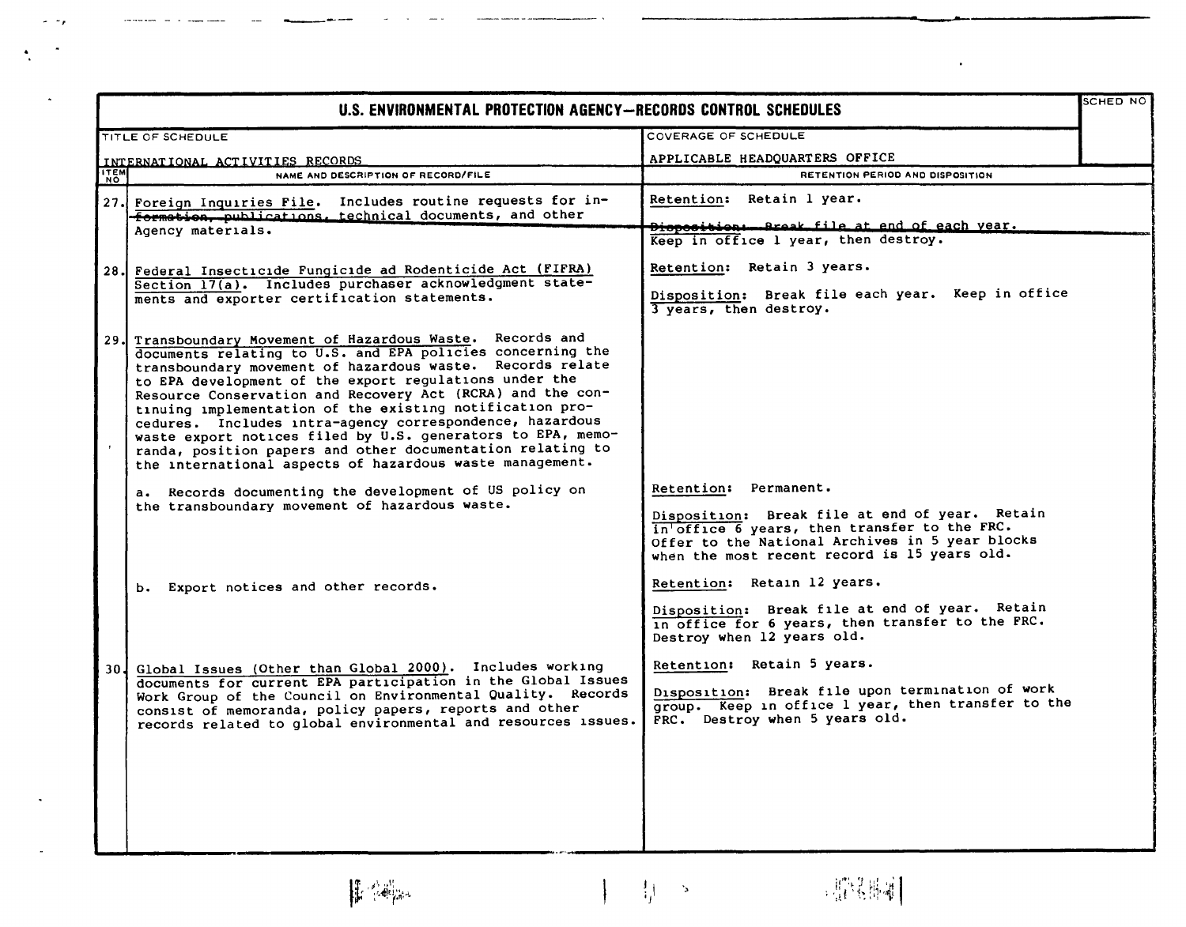# U.S. ENVIRONMENTAL PROTECTION AGENCY—RECORDS CONTROL SCHEDULES

SCHED NO

| TITLE OF SCHEDULE | COVERAGE OF SCHEDULE |
|---|---|
| INTERNATIONAL ACTIVITIES RECORDS | APPLICABLE HEADQUARTERS OFFICE |

| ITEM NO | NAME AND DESCRIPTION OF RECORD/FILE | RETENTION PERIOD AND DISPOSITION |
|---|---|---|
| 27. | Foreign Inquiries File. Includes routine requests for information, publications, technical documents, and other Agency materials. | Retention: Retain 1 year.<br><br>~~Disposition: Break file at end of each year.~~ Keep in office 1 year, then destroy. |
| 28. | Federal Insecticide Fungicide ad Rodenticide Act (FIFRA) Section 17(a). Includes purchaser acknowledgment statements and exporter certification statements. | Retention: Retain 3 years.<br><br>Disposition: Break file each year. Keep in office 3 years, then destroy. |
| 29. | Transboundary Movement of Hazardous Waste. Records and documents relating to U.S. and EPA policies concerning the transboundary movement of hazardous waste. Records relate to EPA development of the export regulations under the Resource Conservation and Recovery Act (RCRA) and the continuing implementation of the existing notification procedures. Includes intra-agency correspondence, hazardous waste export notices filed by U.S. generators to EPA, memoranda, position papers and other documentation relating to the international aspects of hazardous waste management. | |
| | a. Records documenting the development of US policy on the transboundary movement of hazardous waste. | Retention: Permanent.<br><br>Disposition: Break file at end of year. Retain in office 6 years, then transfer to the FRC. Offer to the National Archives in 5 year blocks when the most recent record is 15 years old. |
| | b. Export notices and other records. | Retention: Retain 12 years.<br><br>Disposition: Break file at end of year. Retain in office for 6 years, then transfer to the FRC. Destroy when 12 years old. |
| 30. | Global Issues (Other than Global 2000). Includes working documents for current EPA participation in the Global Issues Work Group of the Council on Environmental Quality. Records consist of memoranda, policy papers, reports and other records related to global environmental and resources issues. | Retention: Retain 5 years.<br><br>Disposition: Break file upon termination of work group. Keep in office 1 year, then transfer to the FRC. Destroy when 5 years old. |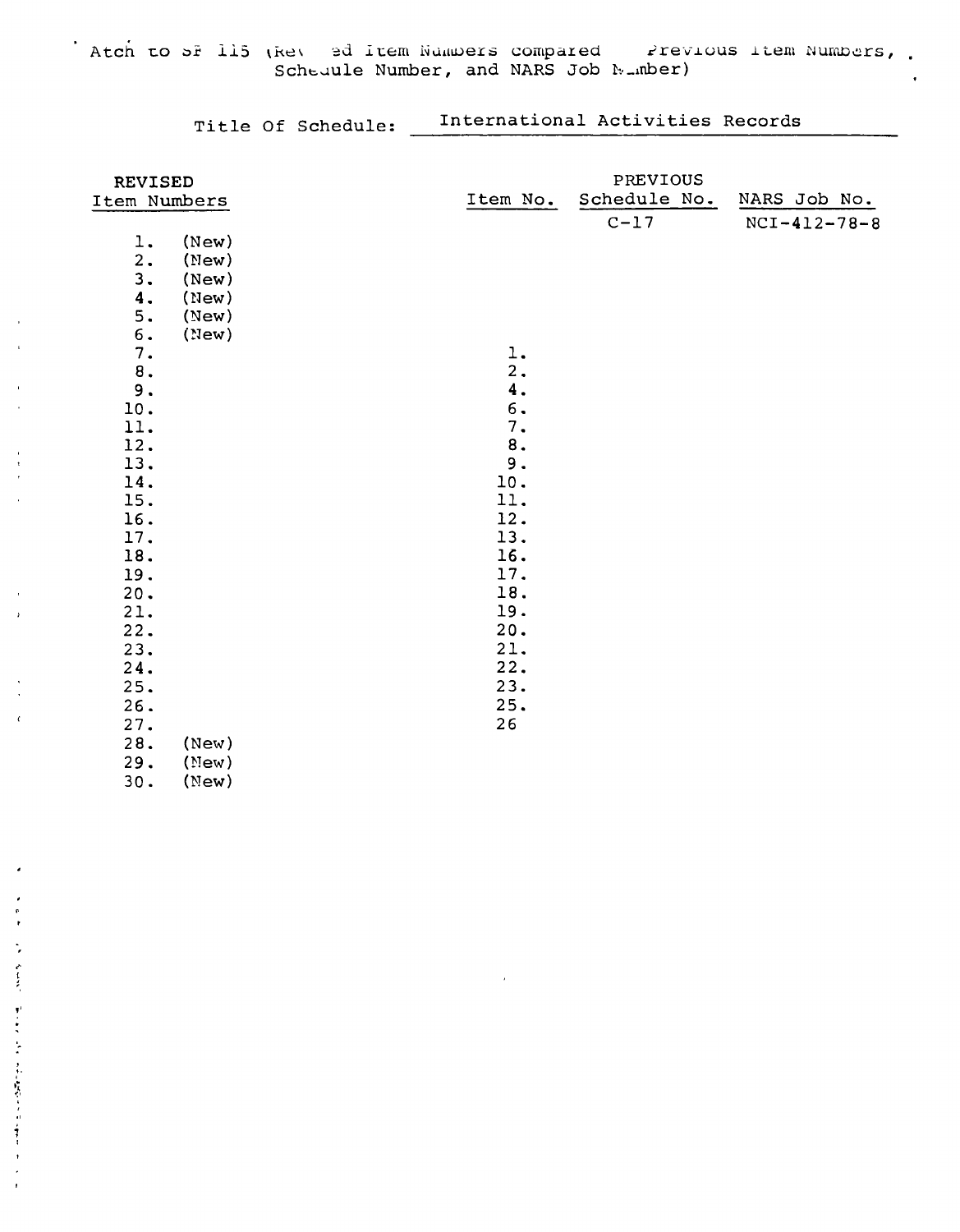Atch to SF 115 (Revised Item Numbers compared Previous Item Numbers, Schedule Number, and NARS Job Number)

Title Of Schedule: International Activities Records

| REVISED Item Numbers | | PREVIOUS Item No. | Schedule No. | NARS Job No. |
|---|---|---|---|---|
| | | | C-17 | NCI-412-78-8 |
| 1. | (New) | | | |
| 2. | (New) | | | |
| 3. | (New) | | | |
| 4. | (New) | | | |
| 5. | (New) | | | |
| 6. | (New) | | | |
| 7. | | 1. | | |
| 8. | | 2. | | |
| 9. | | 4. | | |
| 10. | | 6. | | |
| 11. | | 7. | | |
| 12. | | 8. | | |
| 13. | | 9. | | |
| 14. | | 10. | | |
| 15. | | 11. | | |
| 16. | | 12. | | |
| 17. | | 13. | | |
| 18. | | 16. | | |
| 19. | | 17. | | |
| 20. | | 18. | | |
| 21. | | 19. | | |
| 22. | | 20. | | |
| 23. | | 21. | | |
| 24. | | 22. | | |
| 25. | | 23. | | |
| 26. | | 25. | | |
| 27. | | 26 | | |
| 28. | (New) | | | |
| 29. | (New) | | | |
| 30. | (New) | | | |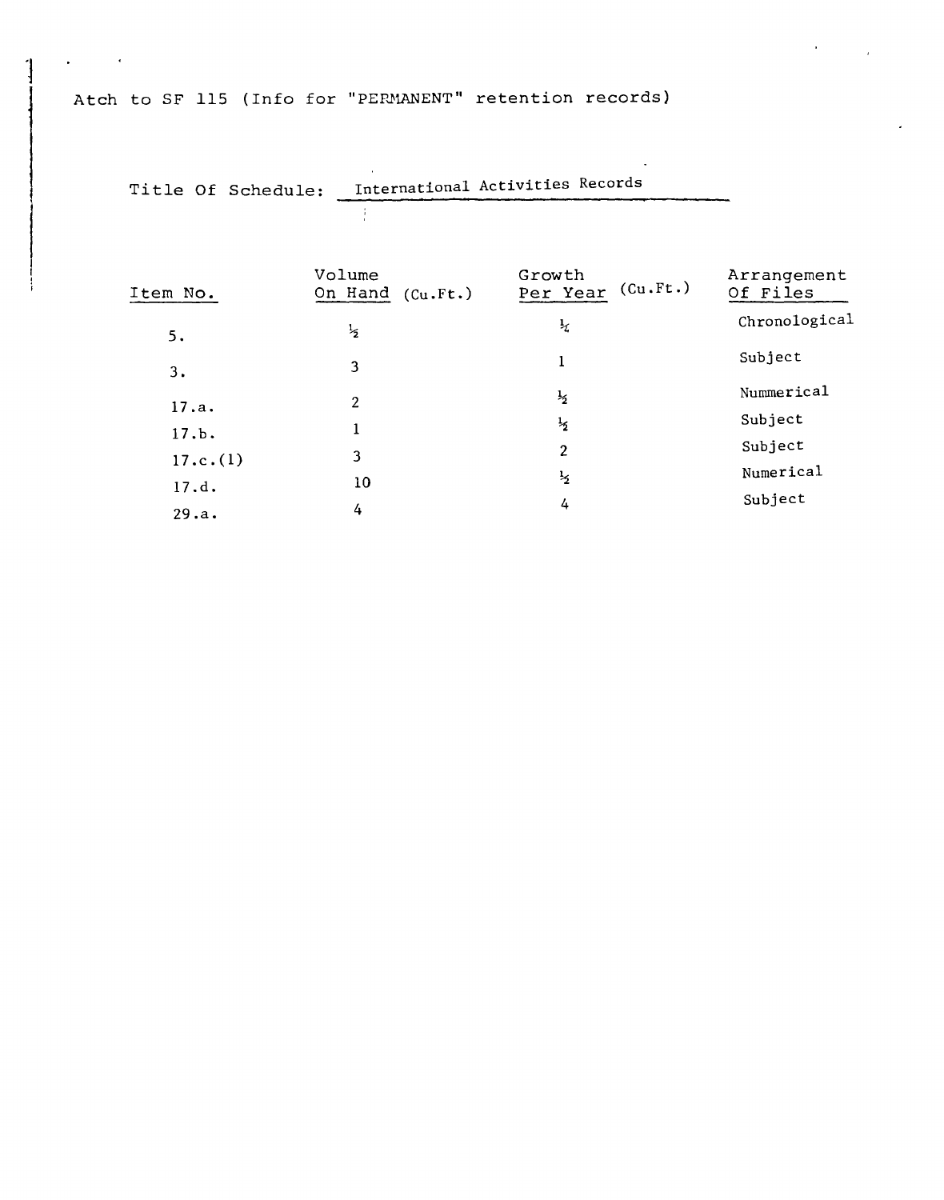Atch to SF 115 (Info for "PERMANENT" retention records)

Title Of Schedule: International Activities Records

| Item No. | Volume On Hand (Cu.Ft.) | Growth Per Year (Cu.Ft.) | Arrangement Of Files |
|---|---|---|---|
| 5. | ½ | ¼ | Chronological |
| 3. | 3 | 1 | Subject |
| 17.a. | 2 | ½ | Nummerical |
| 17.b. | 1 | ½ | Subject |
| 17.c.(1) | 3 | 2 | Subject |
| 17.d. | 10 | ½ | Numerical |
| 29.a. | 4 | 4 | Subject |